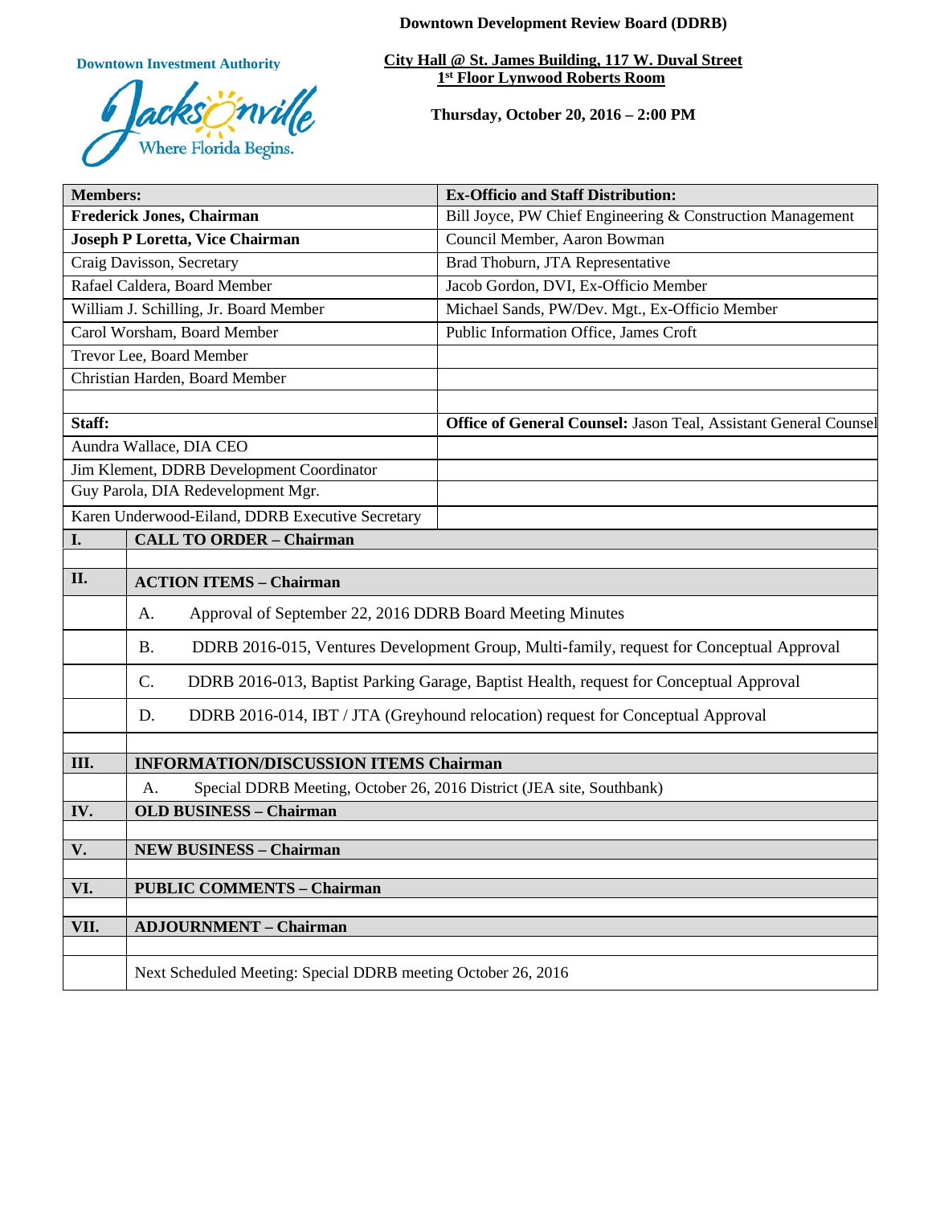# Downtown Development Review Board (DDRB)

**Downtown Investment Authority**

Jacksonville — Where Florida Begins.

**City Hall @ St. James Building, 117 W. Duval Street**
**1st Floor Lynwood Roberts Room**

**Thursday, October 20, 2016 – 2:00 PM**

| **Members:** | **Ex-Officio and Staff Distribution:** |
| --- | --- |
| **Frederick Jones, Chairman** | Bill Joyce, PW Chief Engineering & Construction Management |
| **Joseph P Loretta, Vice Chairman** | Council Member, Aaron Bowman |
| Craig Davisson, Secretary | Brad Thoburn, JTA Representative |
| Rafael Caldera, Board Member | Jacob Gordon, DVI, Ex-Officio Member |
| William J. Schilling, Jr. Board Member | Michael Sands, PW/Dev. Mgt., Ex-Officio Member |
| Carol Worsham, Board Member | Public Information Office, James Croft |
| Trevor Lee, Board Member | |
| Christian Harden, Board Member | |
| | |
| **Staff:** | **Office of General Counsel:** Jason Teal, Assistant General Counsel |
| Aundra Wallace, DIA CEO | |
| Jim Klement, DDRB Development Coordinator | |
| Guy Parola, DIA Redevelopment Mgr. | |
| Karen Underwood-Eiland, DDRB Executive Secretary | |

| | |
| --- | --- |
| **I.** | **CALL TO ORDER – Chairman** |
| | |
| **II.** | **ACTION ITEMS – Chairman** |
| | A. Approval of September 22, 2016 DDRB Board Meeting Minutes |
| | B. DDRB 2016-015, Ventures Development Group, Multi-family, request for Conceptual Approval |
| | C. DDRB 2016-013, Baptist Parking Garage, Baptist Health, request for Conceptual Approval |
| | D. DDRB 2016-014, IBT / JTA (Greyhound relocation) request for Conceptual Approval |
| | |
| **III.** | **INFORMATION/DISCUSSION ITEMS Chairman** |
| | A. Special DDRB Meeting, October 26, 2016 District (JEA site, Southbank) |
| **IV.** | **OLD BUSINESS – Chairman** |
| | |
| **V.** | **NEW BUSINESS – Chairman** |
| | |
| **VI.** | **PUBLIC COMMENTS – Chairman** |
| | |
| **VII.** | **ADJOURNMENT – Chairman** |
| | |
| | Next Scheduled Meeting: Special DDRB meeting October 26, 2016 |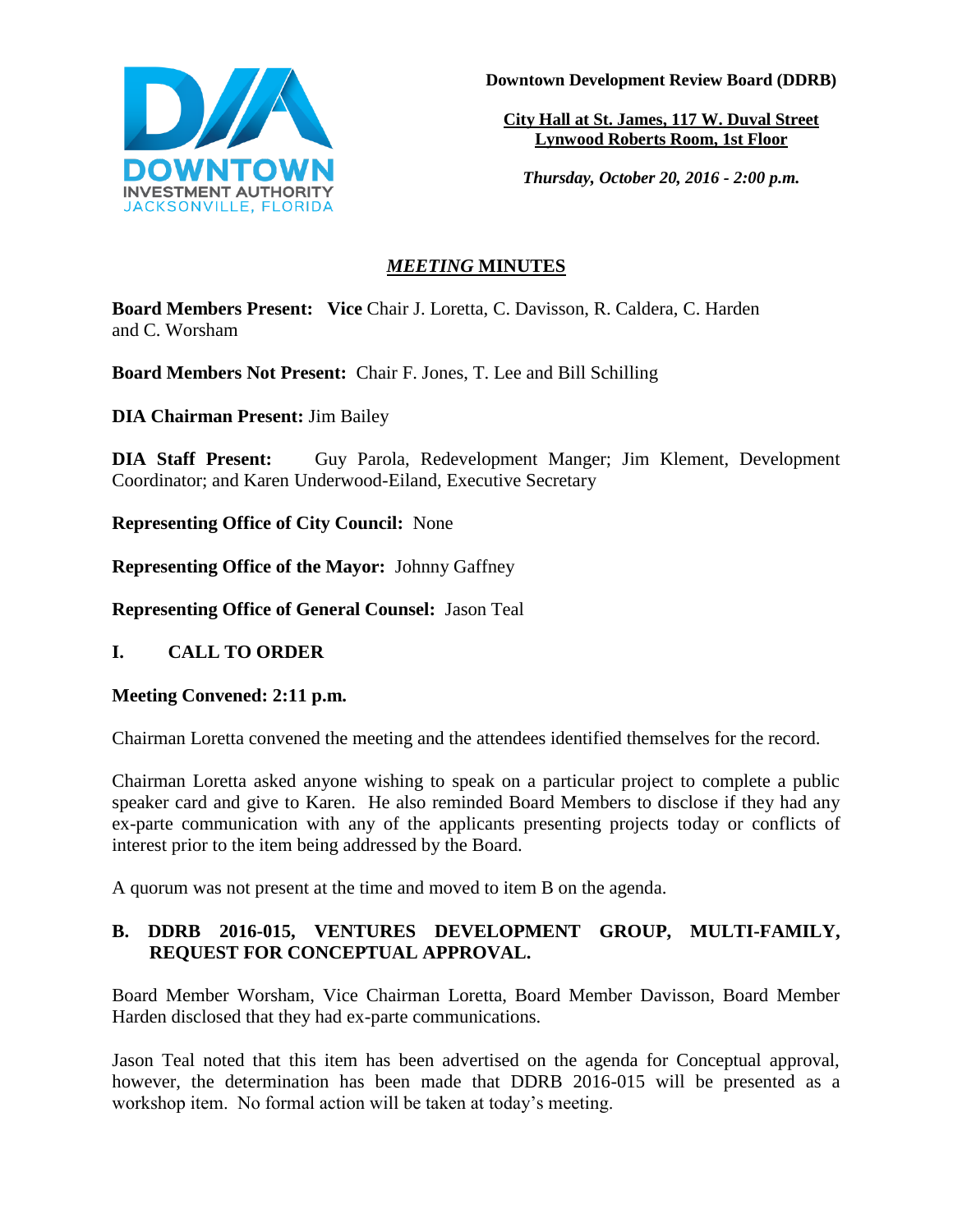Downtown Development Review Board (DDRB)

**City Hall at St. James, 117 W. Duval Street**
**Lynwood Roberts Room, 1st Floor**

*Thursday, October 20, 2016 - 2:00 p.m.*

# *MEETING* MINUTES

**Board Members Present: Vice** Chair J. Loretta, C. Davisson, R. Caldera, C. Harden and C. Worsham

**Board Members Not Present:** Chair F. Jones, T. Lee and Bill Schilling

**DIA Chairman Present:** Jim Bailey

**DIA Staff Present:** Guy Parola, Redevelopment Manger; Jim Klement, Development Coordinator; and Karen Underwood-Eiland, Executive Secretary

**Representing Office of City Council:** None

**Representing Office of the Mayor:** Johnny Gaffney

**Representing Office of General Counsel:** Jason Teal

## I. CALL TO ORDER

**Meeting Convened: 2:11 p.m.**

Chairman Loretta convened the meeting and the attendees identified themselves for the record.

Chairman Loretta asked anyone wishing to speak on a particular project to complete a public speaker card and give to Karen. He also reminded Board Members to disclose if they had any ex-parte communication with any of the applicants presenting projects today or conflicts of interest prior to the item being addressed by the Board.

A quorum was not present at the time and moved to item B on the agenda.

## B. DDRB 2016-015, VENTURES DEVELOPMENT GROUP, MULTI-FAMILY, REQUEST FOR CONCEPTUAL APPROVAL.

Board Member Worsham, Vice Chairman Loretta, Board Member Davisson, Board Member Harden disclosed that they had ex-parte communications.

Jason Teal noted that this item has been advertised on the agenda for Conceptual approval, however, the determination has been made that DDRB 2016-015 will be presented as a workshop item. No formal action will be taken at today's meeting.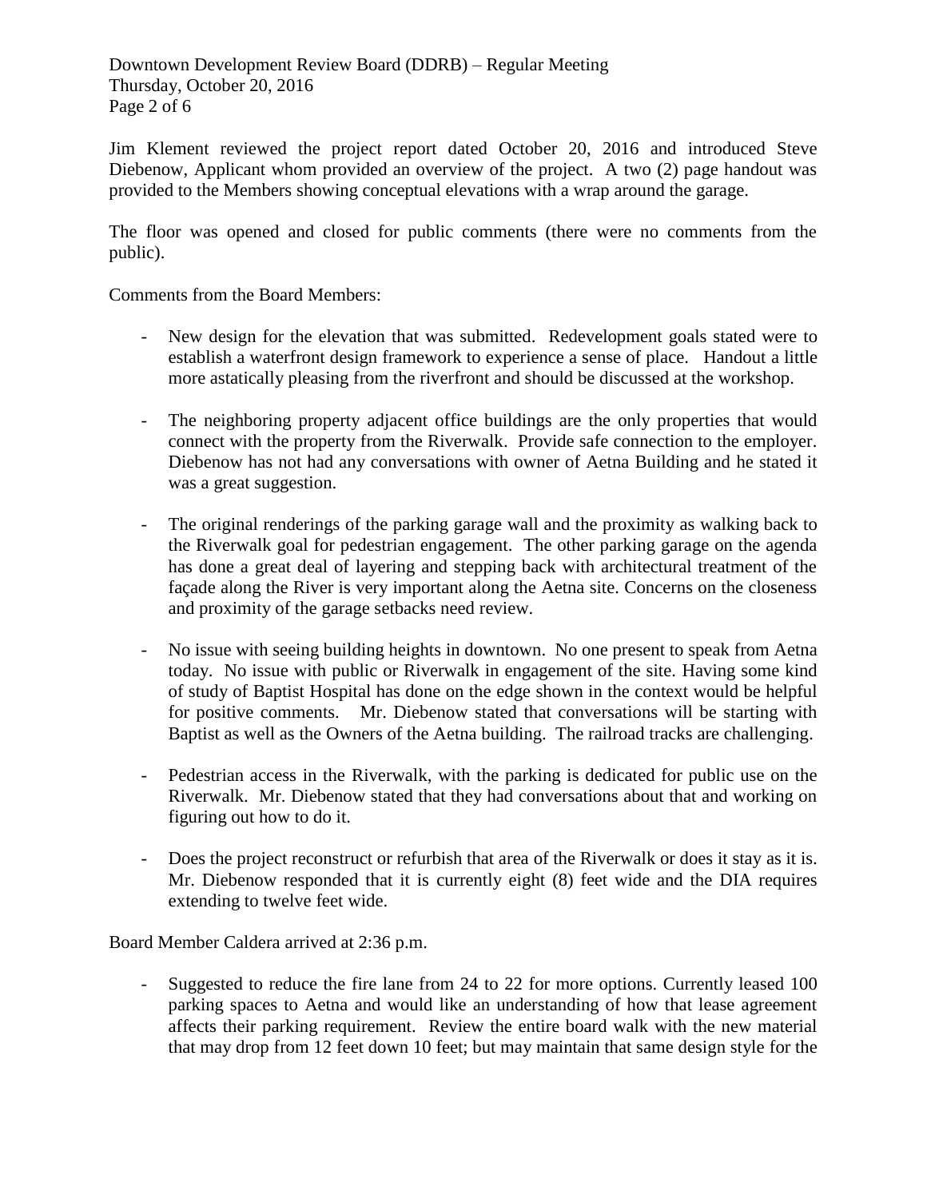Jim Klement reviewed the project report dated October 20, 2016 and introduced Steve Diebenow, Applicant whom provided an overview of the project. A two (2) page handout was provided to the Members showing conceptual elevations with a wrap around the garage.

The floor was opened and closed for public comments (there were no comments from the public).

Comments from the Board Members:

- New design for the elevation that was submitted. Redevelopment goals stated were to establish a waterfront design framework to experience a sense of place. Handout a little more astatically pleasing from the riverfront and should be discussed at the workshop.

- The neighboring property adjacent office buildings are the only properties that would connect with the property from the Riverwalk. Provide safe connection to the employer. Diebenow has not had any conversations with owner of Aetna Building and he stated it was a great suggestion.

- The original renderings of the parking garage wall and the proximity as walking back to the Riverwalk goal for pedestrian engagement. The other parking garage on the agenda has done a great deal of layering and stepping back with architectural treatment of the façade along the River is very important along the Aetna site. Concerns on the closeness and proximity of the garage setbacks need review.

- No issue with seeing building heights in downtown. No one present to speak from Aetna today. No issue with public or Riverwalk in engagement of the site. Having some kind of study of Baptist Hospital has done on the edge shown in the context would be helpful for positive comments. Mr. Diebenow stated that conversations will be starting with Baptist as well as the Owners of the Aetna building. The railroad tracks are challenging.

- Pedestrian access in the Riverwalk, with the parking is dedicated for public use on the Riverwalk. Mr. Diebenow stated that they had conversations about that and working on figuring out how to do it.

- Does the project reconstruct or refurbish that area of the Riverwalk or does it stay as it is. Mr. Diebenow responded that it is currently eight (8) feet wide and the DIA requires extending to twelve feet wide.

Board Member Caldera arrived at 2:36 p.m.

- Suggested to reduce the fire lane from 24 to 22 for more options. Currently leased 100 parking spaces to Aetna and would like an understanding of how that lease agreement affects their parking requirement. Review the entire board walk with the new material that may drop from 12 feet down 10 feet; but may maintain that same design style for the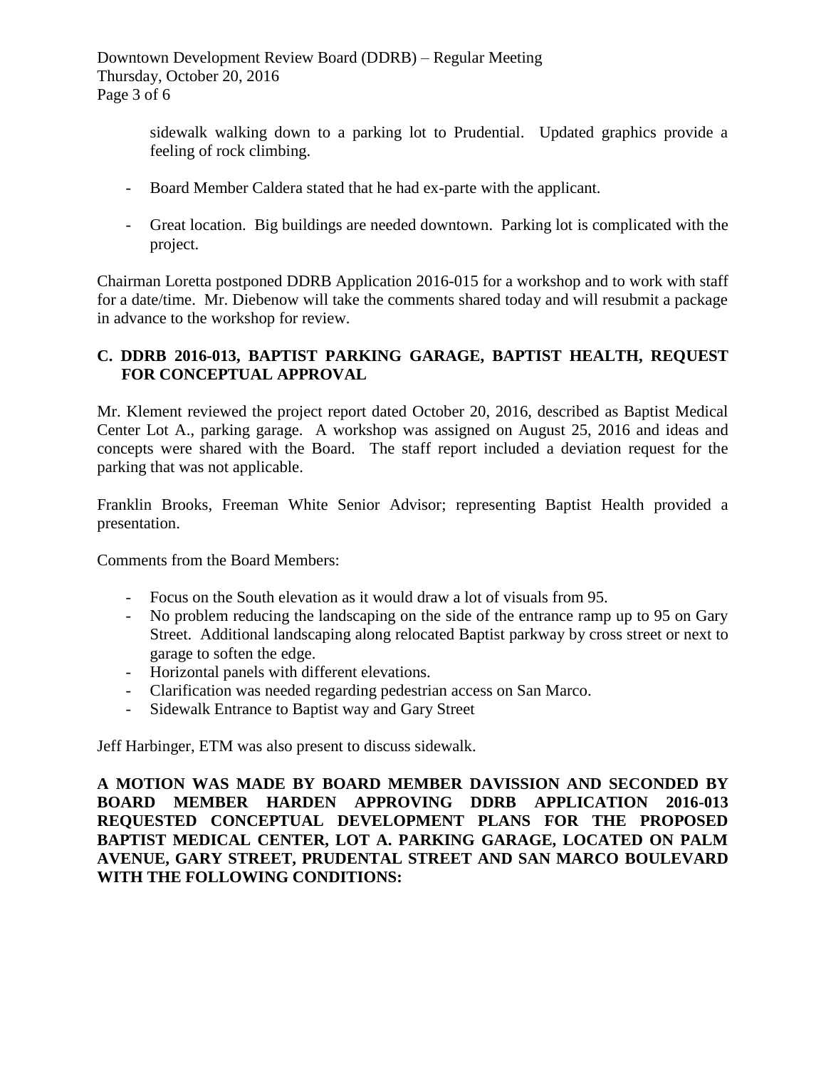sidewalk walking down to a parking lot to Prudential. Updated graphics provide a feeling of rock climbing.

- Board Member Caldera stated that he had ex-parte with the applicant.

- Great location. Big buildings are needed downtown. Parking lot is complicated with the project.

Chairman Loretta postponed DDRB Application 2016-015 for a workshop and to work with staff for a date/time. Mr. Diebenow will take the comments shared today and will resubmit a package in advance to the workshop for review.

**C. DDRB 2016-013, BAPTIST PARKING GARAGE, BAPTIST HEALTH, REQUEST FOR CONCEPTUAL APPROVAL**

Mr. Klement reviewed the project report dated October 20, 2016, described as Baptist Medical Center Lot A., parking garage. A workshop was assigned on August 25, 2016 and ideas and concepts were shared with the Board. The staff report included a deviation request for the parking that was not applicable.

Franklin Brooks, Freeman White Senior Advisor; representing Baptist Health provided a presentation.

Comments from the Board Members:

- Focus on the South elevation as it would draw a lot of visuals from 95.
- No problem reducing the landscaping on the side of the entrance ramp up to 95 on Gary Street. Additional landscaping along relocated Baptist parkway by cross street or next to garage to soften the edge.
- Horizontal panels with different elevations.
- Clarification was needed regarding pedestrian access on San Marco.
- Sidewalk Entrance to Baptist way and Gary Street

Jeff Harbinger, ETM was also present to discuss sidewalk.

**A MOTION WAS MADE BY BOARD MEMBER DAVISSION AND SECONDED BY BOARD MEMBER HARDEN APPROVING DDRB APPLICATION 2016-013 REQUESTED CONCEPTUAL DEVELOPMENT PLANS FOR THE PROPOSED BAPTIST MEDICAL CENTER, LOT A. PARKING GARAGE, LOCATED ON PALM AVENUE, GARY STREET, PRUDENTAL STREET AND SAN MARCO BOULEVARD WITH THE FOLLOWING CONDITIONS:**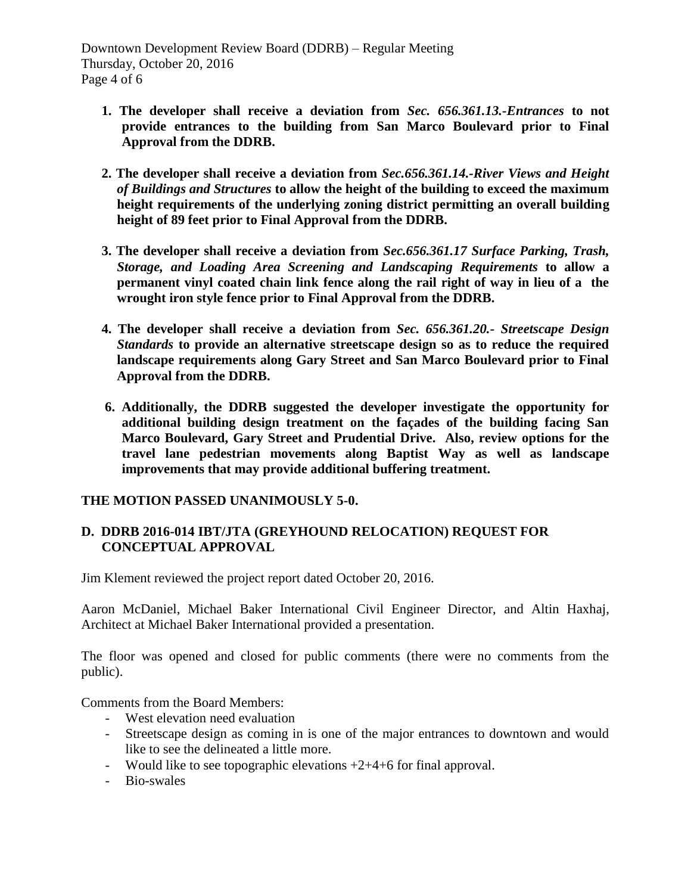1. **The developer shall receive a deviation from *Sec. 656.361.13.-Entrances* to not provide entrances to the building from San Marco Boulevard prior to Final Approval from the DDRB.**

2. **The developer shall receive a deviation from *Sec.656.361.14.-River Views and Height of Buildings and Structures* to allow the height of the building to exceed the maximum height requirements of the underlying zoning district permitting an overall building height of 89 feet prior to Final Approval from the DDRB.**

3. **The developer shall receive a deviation from *Sec.656.361.17 Surface Parking, Trash, Storage, and Loading Area Screening and Landscaping Requirements* to allow a permanent vinyl coated chain link fence along the rail right of way in lieu of a the wrought iron style fence prior to Final Approval from the DDRB.**

4. **The developer shall receive a deviation from *Sec. 656.361.20.- Streetscape Design Standards* to provide an alternative streetscape design so as to reduce the required landscape requirements along Gary Street and San Marco Boulevard prior to Final Approval from the DDRB.**

6. **Additionally, the DDRB suggested the developer investigate the opportunity for additional building design treatment on the façades of the building facing San Marco Boulevard, Gary Street and Prudential Drive. Also, review options for the travel lane pedestrian movements along Baptist Way as well as landscape improvements that may provide additional buffering treatment.**

**THE MOTION PASSED UNANIMOUSLY 5-0.**

## D. DDRB 2016-014 IBT/JTA (GREYHOUND RELOCATION) REQUEST FOR CONCEPTUAL APPROVAL

Jim Klement reviewed the project report dated October 20, 2016.

Aaron McDaniel, Michael Baker International Civil Engineer Director, and Altin Haxhaj, Architect at Michael Baker International provided a presentation.

The floor was opened and closed for public comments (there were no comments from the public).

Comments from the Board Members:

- West elevation need evaluation
- Streetscape design as coming in is one of the major entrances to downtown and would like to see the delineated a little more.
- Would like to see topographic elevations +2+4+6 for final approval.
- Bio-swales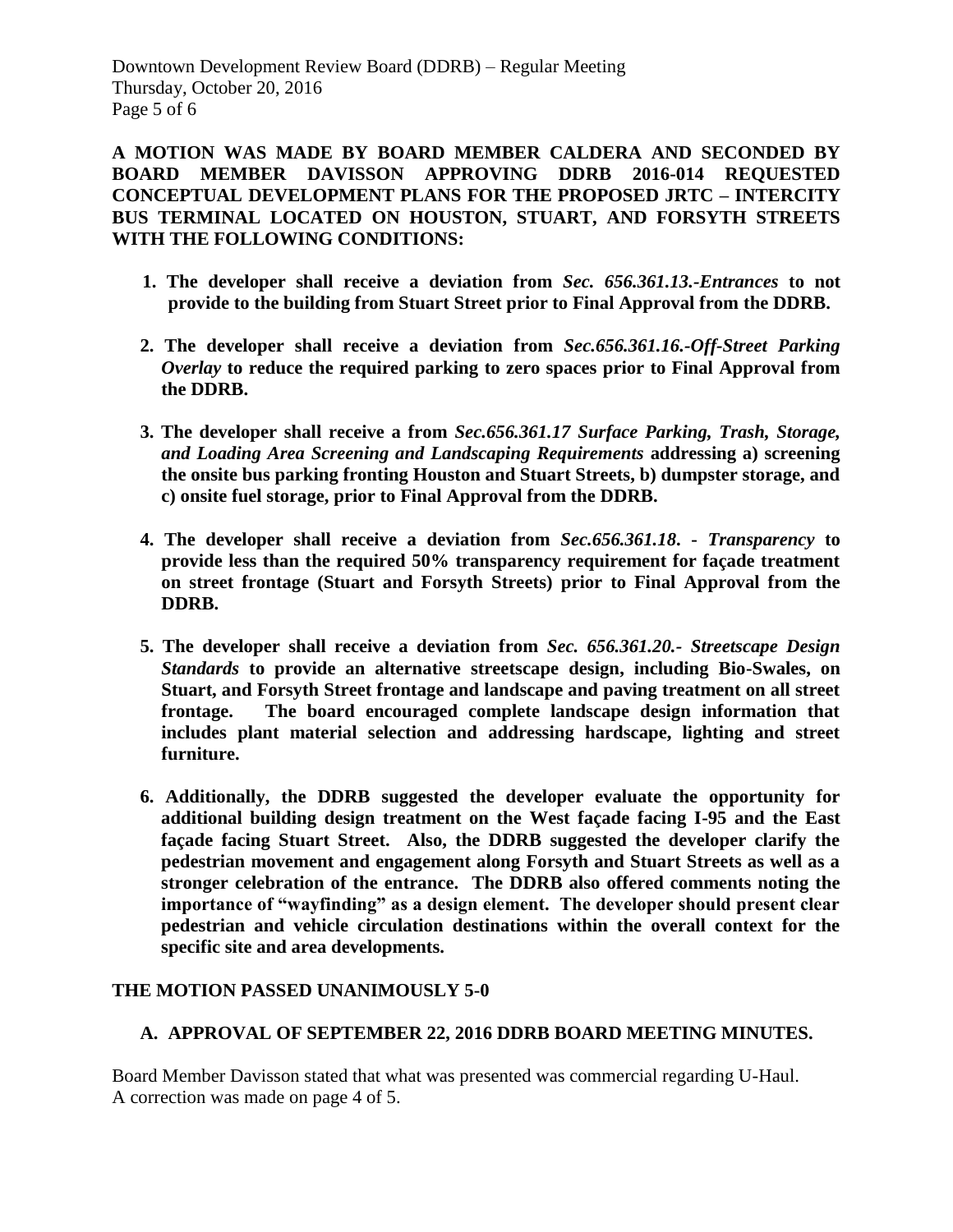**A MOTION WAS MADE BY BOARD MEMBER CALDERA AND SECONDED BY BOARD MEMBER DAVISSON APPROVING DDRB 2016-014 REQUESTED CONCEPTUAL DEVELOPMENT PLANS FOR THE PROPOSED JRTC – INTERCITY BUS TERMINAL LOCATED ON HOUSTON, STUART, AND FORSYTH STREETS WITH THE FOLLOWING CONDITIONS:**

1. **The developer shall receive a deviation from *Sec. 656.361.13.-Entrances* to not provide to the building from Stuart Street prior to Final Approval from the DDRB.**

2. **The developer shall receive a deviation from *Sec.656.361.16.-Off-Street Parking Overlay* to reduce the required parking to zero spaces prior to Final Approval from the DDRB.**

3. **The developer shall receive a from *Sec.656.361.17 Surface Parking, Trash, Storage, and Loading Area Screening and Landscaping Requirements* addressing a) screening the onsite bus parking fronting Houston and Stuart Streets, b) dumpster storage, and c) onsite fuel storage, prior to Final Approval from the DDRB.**

4. **The developer shall receive a deviation from *Sec.656.361.18. - Transparency* to provide less than the required 50% transparency requirement for façade treatment on street frontage (Stuart and Forsyth Streets) prior to Final Approval from the DDRB.**

5. **The developer shall receive a deviation from *Sec. 656.361.20.- Streetscape Design Standards* to provide an alternative streetscape design, including Bio-Swales, on Stuart, and Forsyth Street frontage and landscape and paving treatment on all street frontage. The board encouraged complete landscape design information that includes plant material selection and addressing hardscape, lighting and street furniture.**

6. **Additionally, the DDRB suggested the developer evaluate the opportunity for additional building design treatment on the West façade facing I-95 and the East façade facing Stuart Street. Also, the DDRB suggested the developer clarify the pedestrian movement and engagement along Forsyth and Stuart Streets as well as a stronger celebration of the entrance. The DDRB also offered comments noting the importance of "wayfinding" as a design element. The developer should present clear pedestrian and vehicle circulation destinations within the overall context for the specific site and area developments.**

**THE MOTION PASSED UNANIMOUSLY 5-0**

**A. APPROVAL OF SEPTEMBER 22, 2016 DDRB BOARD MEETING MINUTES.**

Board Member Davisson stated that what was presented was commercial regarding U-Haul. A correction was made on page 4 of 5.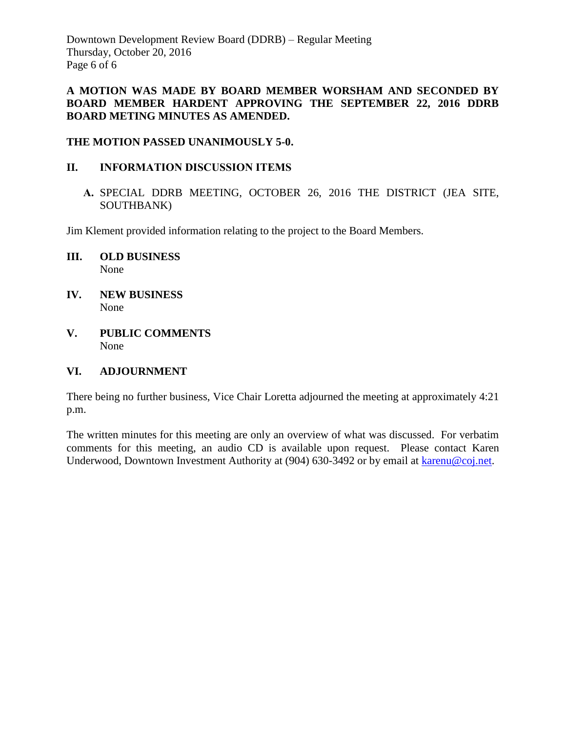**A MOTION WAS MADE BY BOARD MEMBER WORSHAM AND SECONDED BY BOARD MEMBER HARDENT APPROVING THE SEPTEMBER 22, 2016 DDRB BOARD METING MINUTES AS AMENDED.**

**THE MOTION PASSED UNANIMOUSLY 5-0.**

## II. INFORMATION DISCUSSION ITEMS

**A.** SPECIAL DDRB MEETING, OCTOBER 26, 2016 THE DISTRICT (JEA SITE, SOUTHBANK)

Jim Klement provided information relating to the project to the Board Members.

## III. OLD BUSINESS

None

## IV. NEW BUSINESS

None

## V. PUBLIC COMMENTS

None

## VI. ADJOURNMENT

There being no further business, Vice Chair Loretta adjourned the meeting at approximately 4:21 p.m.

The written minutes for this meeting are only an overview of what was discussed. For verbatim comments for this meeting, an audio CD is available upon request. Please contact Karen Underwood, Downtown Investment Authority at (904) 630-3492 or by email at karenu@coj.net.